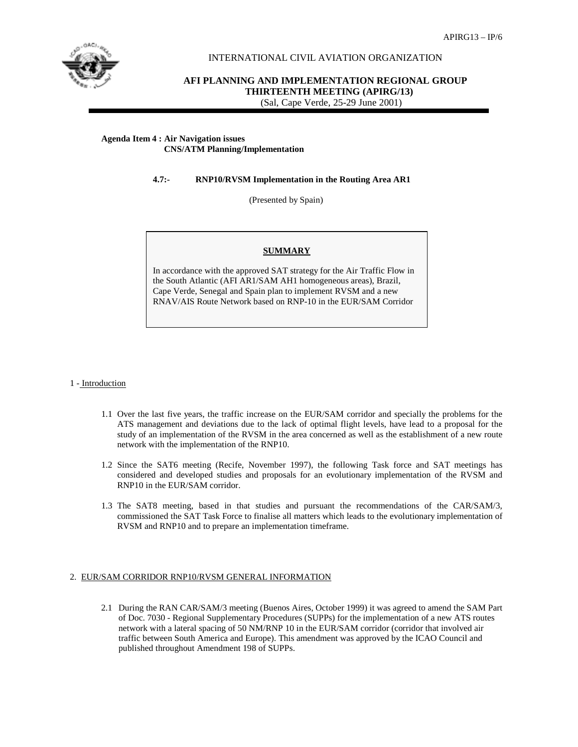INTERNATIONAL CIVIL AVIATION ORGANIZATION

**AFI PLANNING AND IMPLEMENTATION REGIONAL GROUP**
**THIRTEENTH MEETING (APIRG/13)**
(Sal, Cape Verde, 25-29 June 2001)

**Agenda Item 4 : Air Navigation issues**
**CNS/ATM Planning/Implementation**

**4.7:- RNP10/RVSM Implementation in the Routing Area AR1**

(Presented by Spain)

**SUMMARY**

In accordance with the approved SAT strategy for the Air Traffic Flow in the South Atlantic (AFI AR1/SAM AH1 homogeneous areas), Brazil, Cape Verde, Senegal and Spain plan to implement RVSM and a new RNAV/AIS Route Network based on RNP-10 in the EUR/SAM Corridor

## 1 - Introduction

1.1 Over the last five years, the traffic increase on the EUR/SAM corridor and specially the problems for the ATS management and deviations due to the lack of optimal flight levels, have lead to a proposal for the study of an implementation of the RVSM in the area concerned as well as the establishment of a new route network with the implementation of the RNP10.

1.2 Since the SAT6 meeting (Recife, November 1997), the following Task force and SAT meetings has considered and developed studies and proposals for an evolutionary implementation of the RVSM and RNP10 in the EUR/SAM corridor.

1.3 The SAT8 meeting, based in that studies and pursuant the recommendations of the CAR/SAM/3, commissioned the SAT Task Force to finalise all matters which leads to the evolutionary implementation of RVSM and RNP10 and to prepare an implementation timeframe.

## 2. EUR/SAM CORRIDOR RNP10/RVSM GENERAL INFORMATION

2.1 During the RAN CAR/SAM/3 meeting (Buenos Aires, October 1999) it was agreed to amend the SAM Part of Doc. 7030 - Regional Supplementary Procedures (SUPPs) for the implementation of a new ATS routes network with a lateral spacing of 50 NM/RNP 10 in the EUR/SAM corridor (corridor that involved air traffic between South America and Europe). This amendment was approved by the ICAO Council and published throughout Amendment 198 of SUPPs.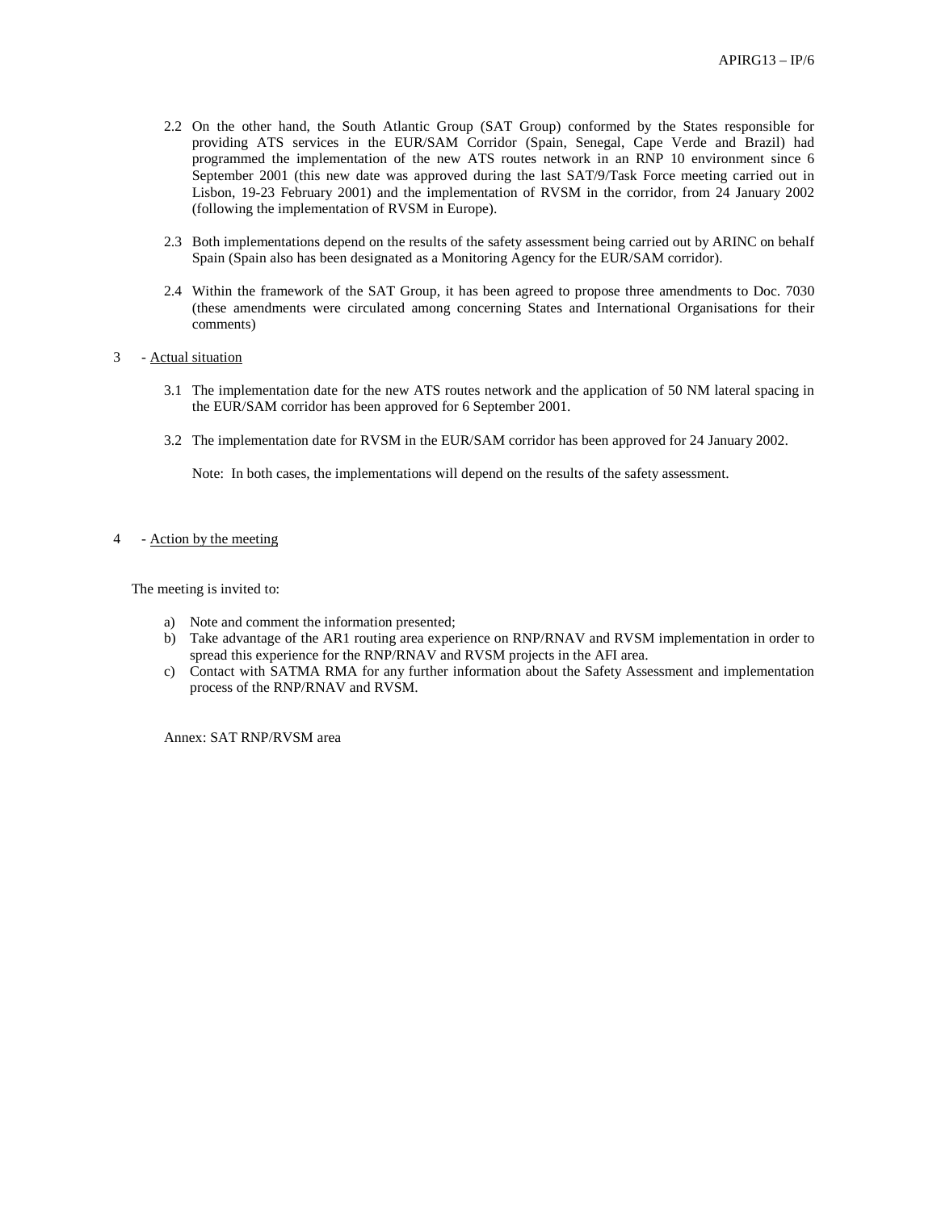2.2 On the other hand, the South Atlantic Group (SAT Group) conformed by the States responsible for providing ATS services in the EUR/SAM Corridor (Spain, Senegal, Cape Verde and Brazil) had programmed the implementation of the new ATS routes network in an RNP 10 environment since 6 September 2001 (this new date was approved during the last SAT/9/Task Force meeting carried out in Lisbon, 19-23 February 2001) and the implementation of RVSM in the corridor, from 24 January 2002 (following the implementation of RVSM in Europe).

2.3 Both implementations depend on the results of the safety assessment being carried out by ARINC on behalf Spain (Spain also has been designated as a Monitoring Agency for the EUR/SAM corridor).

2.4 Within the framework of the SAT Group, it has been agreed to propose three amendments to Doc. 7030 (these amendments were circulated among concerning States and International Organisations for their comments)

3 - Actual situation

3.1 The implementation date for the new ATS routes network and the application of 50 NM lateral spacing in the EUR/SAM corridor has been approved for 6 September 2001.

3.2 The implementation date for RVSM in the EUR/SAM corridor has been approved for 24 January 2002.

Note: In both cases, the implementations will depend on the results of the safety assessment.

4 - Action by the meeting

The meeting is invited to:

a) Note and comment the information presented;
b) Take advantage of the AR1 routing area experience on RNP/RNAV and RVSM implementation in order to spread this experience for the RNP/RNAV and RVSM projects in the AFI area.
c) Contact with SATMA RMA for any further information about the Safety Assessment and implementation process of the RNP/RNAV and RVSM.

Annex: SAT RNP/RVSM area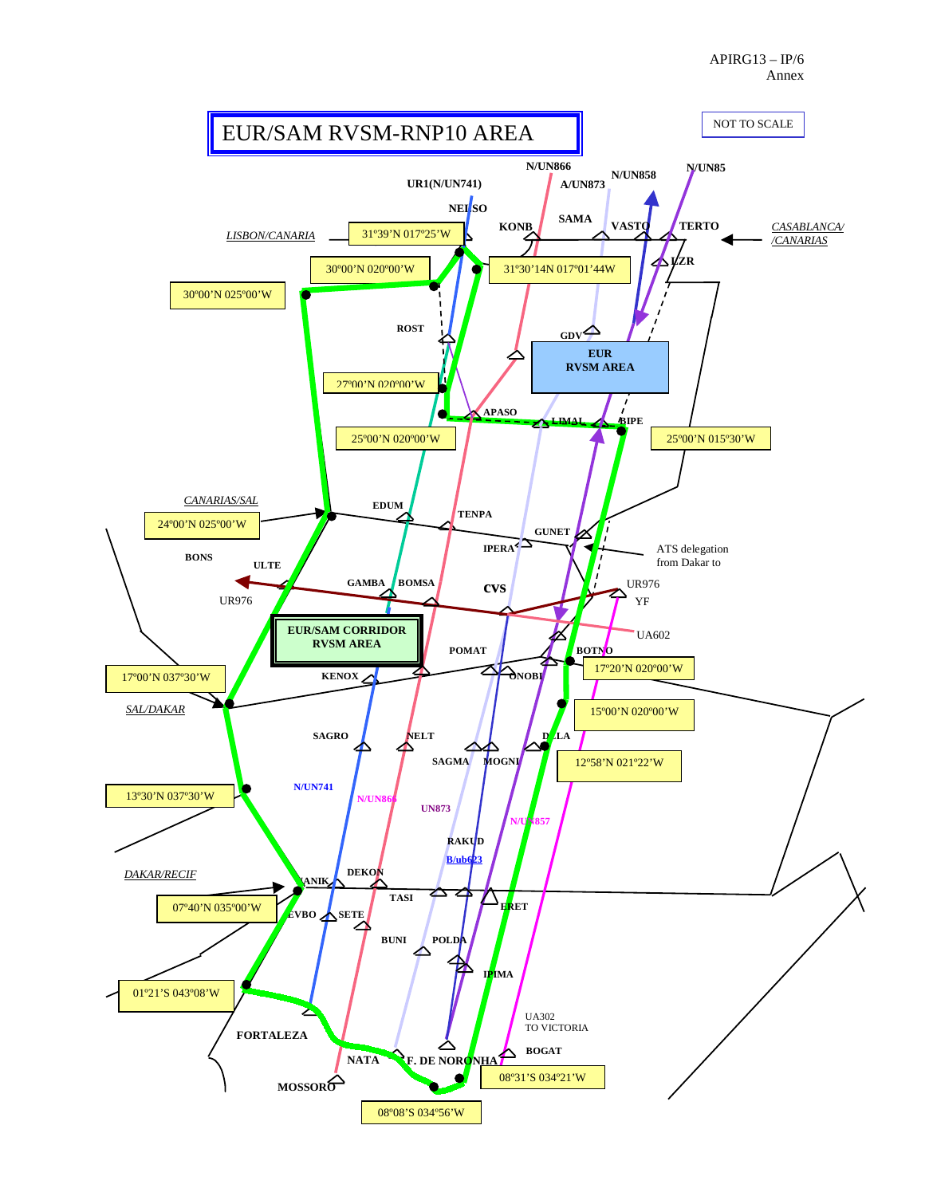# EUR/SAM RVSM-RNP10 AREA

NOT TO SCALE

UR1(N/UN741)
NELSO
N/UN866
A/UN873
N/UN858
N/UN85
KONB
SAMA
VASTO
TERTO
LZR
*LISBON/CANARIA*
*CASABLANCA/ /CANARIAS*
31º39'N 017º25'W
30º00'N 020º00'W
31º30'14N 017º01'44W
30º00'N 025º00'W
ROST
GDV
EUR RVSM AREA
27º00'N 020º00'W
APASO
LIMAL
BIPE
25º00'N 020º00'W
25º00'N 015º30'W
*CANARIAS/SAL*
EDUM
TENPA
24º00'N 025º00'W
GUNET
IPERA
ATS delegation from Dakar to
BONS
ULTE
GAMBA
BOMSA
CVS
UR976
UR976
YF
UA602
EUR/SAM CORRIDOR RVSM AREA
POMAT
BOTNO
KENOX
ONOBI
17º20'N 020º00'W
17º00'N 037º30'W
*SAL/DAKAR*
15º00'N 020º00'W
SAGRO
NELT
DOLA
SAGMA
MOGNI
12º58'N 021º22'W
13º30'N 037º30'W
N/UN741
N/UN866
UN873
N/UN857
RAKUD
B/ub623
*DAKAR/RECIF*
NANIK
DEKON
TASI
ERET
07º40'N 035º00'W
EVBO
SETE
BUNI
POLDA
IPIMA
UA302 TO VICTORIA
01º21'S 043º08'W
FORTALEZA
BOGAT
NATA
F. DE NORONHA
08º31'S 034º21'W
MOSSORO
08º08'S 034º56'W